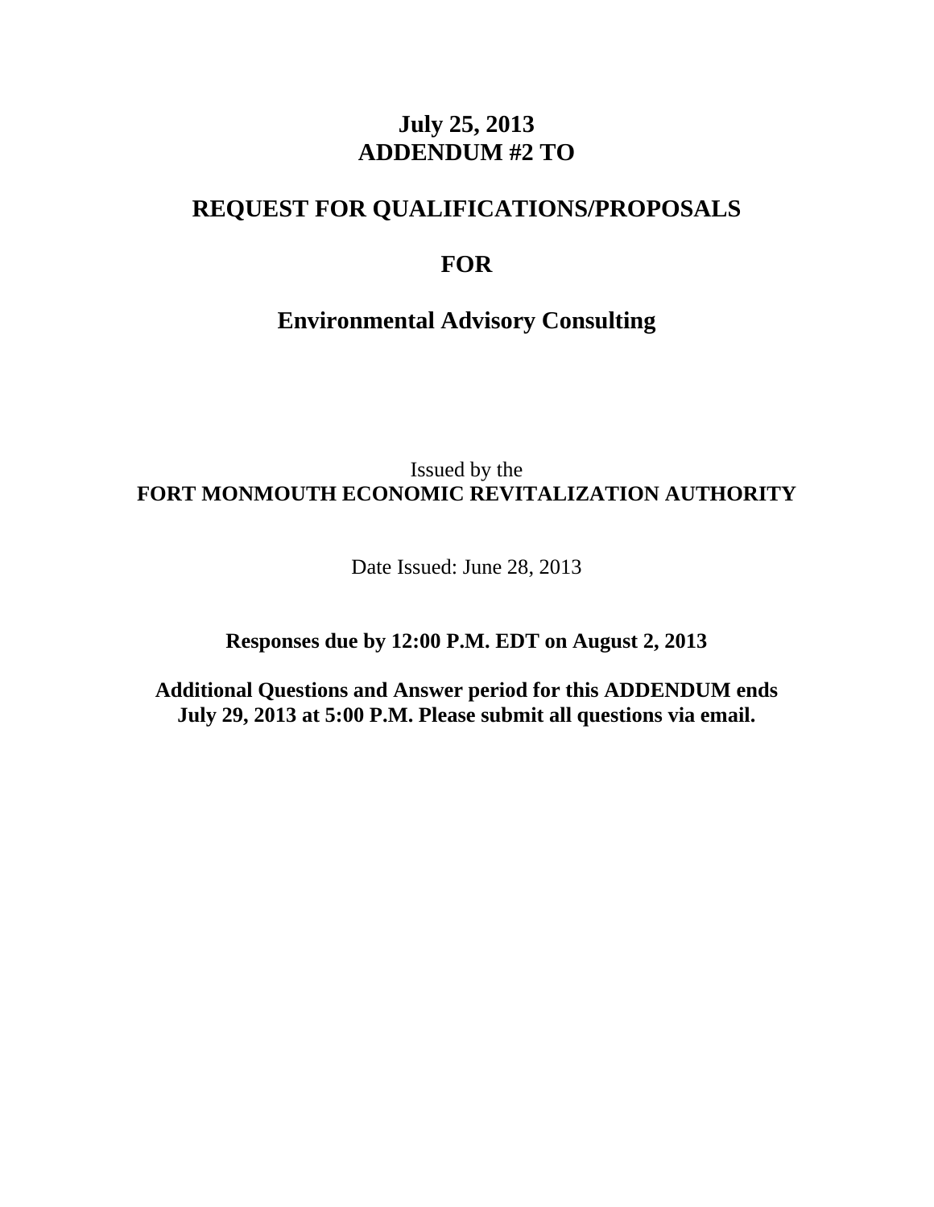# July 25, 2013
# ADDENDUM #2 TO

# REQUEST FOR QUALIFICATIONS/PROPOSALS

# FOR

# Environmental Advisory Consulting

Issued by the
**FORT MONMOUTH ECONOMIC REVITALIZATION AUTHORITY**

Date Issued: June 28, 2013

**Responses due by 12:00 P.M. EDT on August 2, 2013**

**Additional Questions and Answer period for this ADDENDUM ends July 29, 2013 at 5:00 P.M. Please submit all questions via email.**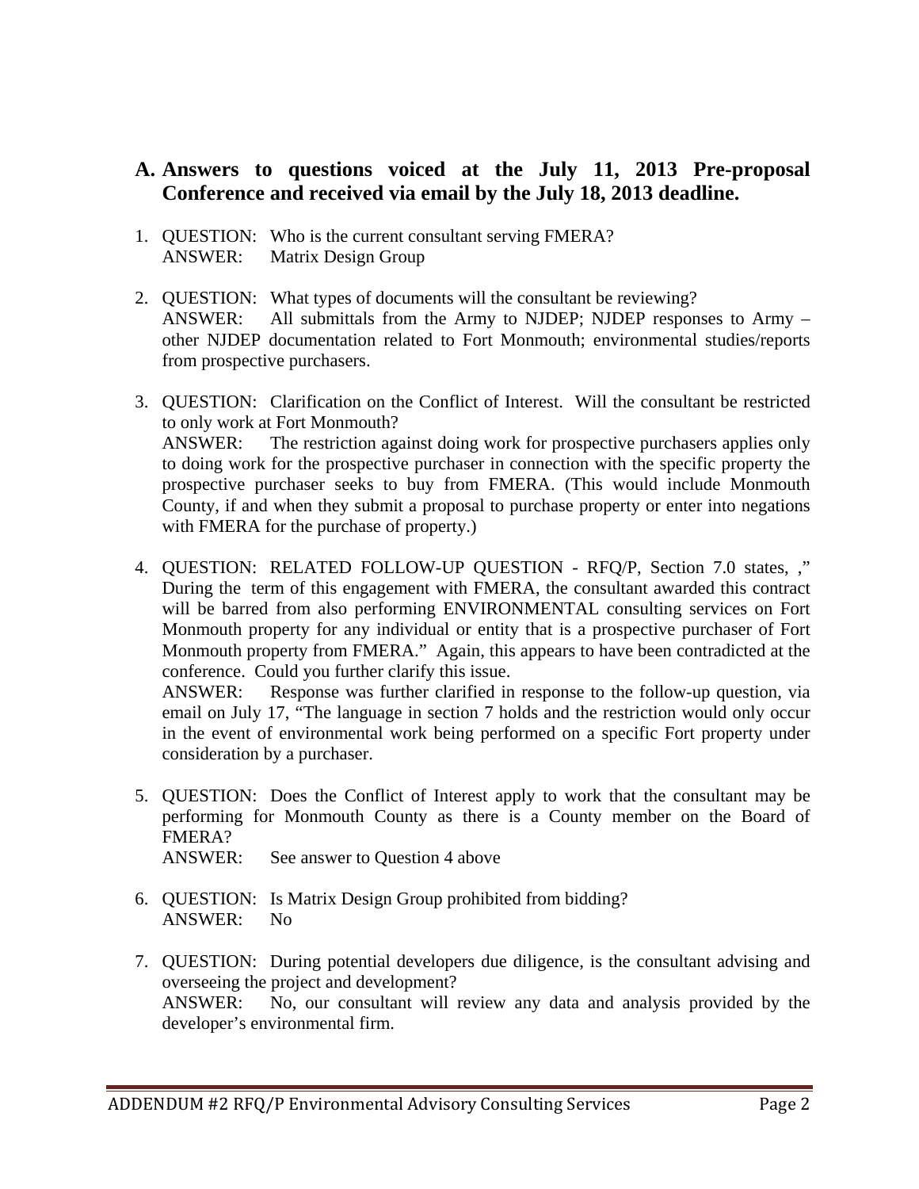## A. Answers to questions voiced at the July 11, 2013 Pre-proposal Conference and received via email by the July 18, 2013 deadline.

1. QUESTION: Who is the current consultant serving FMERA?
   ANSWER: Matrix Design Group

2. QUESTION: What types of documents will the consultant be reviewing?
   ANSWER: All submittals from the Army to NJDEP; NJDEP responses to Army – other NJDEP documentation related to Fort Monmouth; environmental studies/reports from prospective purchasers.

3. QUESTION: Clarification on the Conflict of Interest. Will the consultant be restricted to only work at Fort Monmouth?
   ANSWER: The restriction against doing work for prospective purchasers applies only to doing work for the prospective purchaser in connection with the specific property the prospective purchaser seeks to buy from FMERA. (This would include Monmouth County, if and when they submit a proposal to purchase property or enter into negations with FMERA for the purchase of property.)

4. QUESTION: RELATED FOLLOW-UP QUESTION - RFQ/P, Section 7.0 states, ," During the term of this engagement with FMERA, the consultant awarded this contract will be barred from also performing ENVIRONMENTAL consulting services on Fort Monmouth property for any individual or entity that is a prospective purchaser of Fort Monmouth property from FMERA." Again, this appears to have been contradicted at the conference. Could you further clarify this issue.
   ANSWER: Response was further clarified in response to the follow-up question, via email on July 17, "The language in section 7 holds and the restriction would only occur in the event of environmental work being performed on a specific Fort property under consideration by a purchaser.

5. QUESTION: Does the Conflict of Interest apply to work that the consultant may be performing for Monmouth County as there is a County member on the Board of FMERA?
   ANSWER: See answer to Question 4 above

6. QUESTION: Is Matrix Design Group prohibited from bidding?
   ANSWER: No

7. QUESTION: During potential developers due diligence, is the consultant advising and overseeing the project and development?
   ANSWER: No, our consultant will review any data and analysis provided by the developer's environmental firm.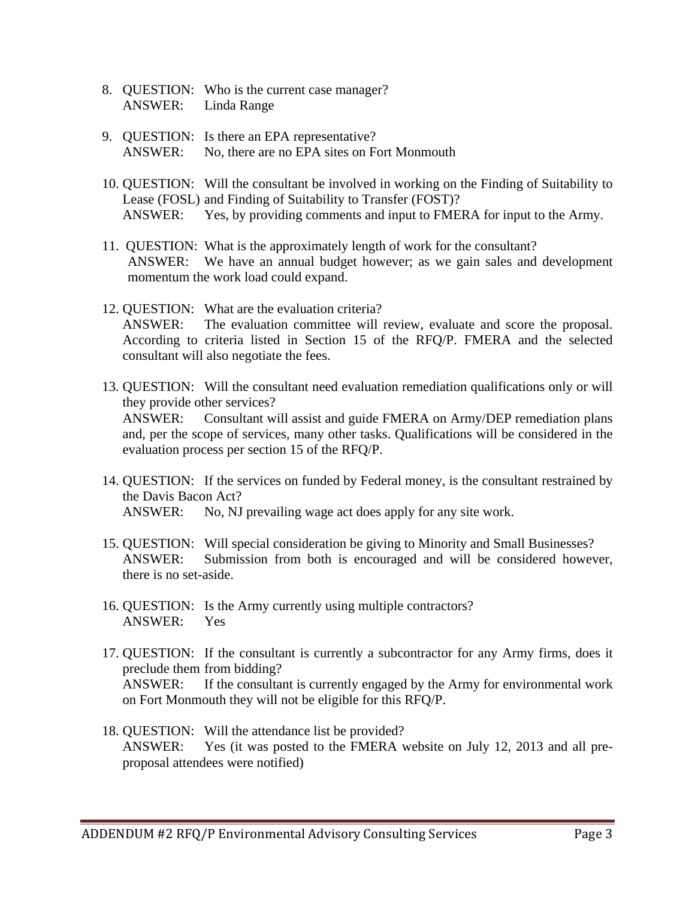8. QUESTION: Who is the current case manager?
   ANSWER: Linda Range

9. QUESTION: Is there an EPA representative?
   ANSWER: No, there are no EPA sites on Fort Monmouth

10. QUESTION: Will the consultant be involved in working on the Finding of Suitability to Lease (FOSL) and Finding of Suitability to Transfer (FOST)?
    ANSWER: Yes, by providing comments and input to FMERA for input to the Army.

11. QUESTION: What is the approximately length of work for the consultant?
    ANSWER: We have an annual budget however; as we gain sales and development momentum the work load could expand.

12. QUESTION: What are the evaluation criteria?
    ANSWER: The evaluation committee will review, evaluate and score the proposal. According to criteria listed in Section 15 of the RFQ/P. FMERA and the selected consultant will also negotiate the fees.

13. QUESTION: Will the consultant need evaluation remediation qualifications only or will they provide other services?
    ANSWER: Consultant will assist and guide FMERA on Army/DEP remediation plans and, per the scope of services, many other tasks. Qualifications will be considered in the evaluation process per section 15 of the RFQ/P.

14. QUESTION: If the services on funded by Federal money, is the consultant restrained by the Davis Bacon Act?
    ANSWER: No, NJ prevailing wage act does apply for any site work.

15. QUESTION: Will special consideration be giving to Minority and Small Businesses?
    ANSWER: Submission from both is encouraged and will be considered however, there is no set-aside.

16. QUESTION: Is the Army currently using multiple contractors?
    ANSWER: Yes

17. QUESTION: If the consultant is currently a subcontractor for any Army firms, does it preclude them from bidding?
    ANSWER: If the consultant is currently engaged by the Army for environmental work on Fort Monmouth they will not be eligible for this RFQ/P.

18. QUESTION: Will the attendance list be provided?
    ANSWER: Yes (it was posted to the FMERA website on July 12, 2013 and all pre-proposal attendees were notified)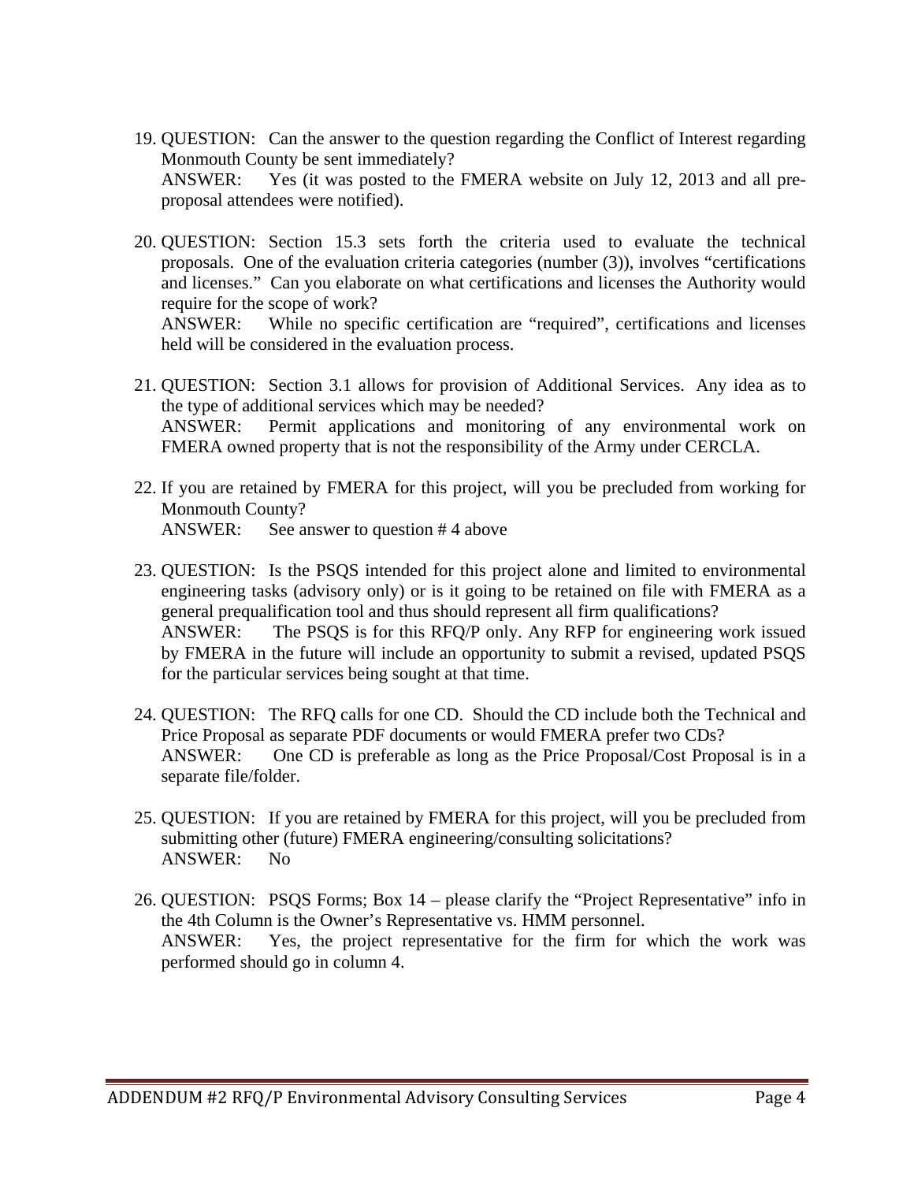19. QUESTION: Can the answer to the question regarding the Conflict of Interest regarding Monmouth County be sent immediately?
    ANSWER: Yes (it was posted to the FMERA website on July 12, 2013 and all pre-proposal attendees were notified).

20. QUESTION: Section 15.3 sets forth the criteria used to evaluate the technical proposals. One of the evaluation criteria categories (number (3)), involves "certifications and licenses." Can you elaborate on what certifications and licenses the Authority would require for the scope of work?
    ANSWER: While no specific certification are "required", certifications and licenses held will be considered in the evaluation process.

21. QUESTION: Section 3.1 allows for provision of Additional Services. Any idea as to the type of additional services which may be needed?
    ANSWER: Permit applications and monitoring of any environmental work on FMERA owned property that is not the responsibility of the Army under CERCLA.

22. If you are retained by FMERA for this project, will you be precluded from working for Monmouth County?
    ANSWER: See answer to question # 4 above

23. QUESTION: Is the PSQS intended for this project alone and limited to environmental engineering tasks (advisory only) or is it going to be retained on file with FMERA as a general prequalification tool and thus should represent all firm qualifications?
    ANSWER: The PSQS is for this RFQ/P only. Any RFP for engineering work issued by FMERA in the future will include an opportunity to submit a revised, updated PSQS for the particular services being sought at that time.

24. QUESTION: The RFQ calls for one CD. Should the CD include both the Technical and Price Proposal as separate PDF documents or would FMERA prefer two CDs?
    ANSWER: One CD is preferable as long as the Price Proposal/Cost Proposal is in a separate file/folder.

25. QUESTION: If you are retained by FMERA for this project, will you be precluded from submitting other (future) FMERA engineering/consulting solicitations?
    ANSWER: No

26. QUESTION: PSQS Forms; Box 14 – please clarify the "Project Representative" info in the 4th Column is the Owner's Representative vs. HMM personnel.
    ANSWER: Yes, the project representative for the firm for which the work was performed should go in column 4.